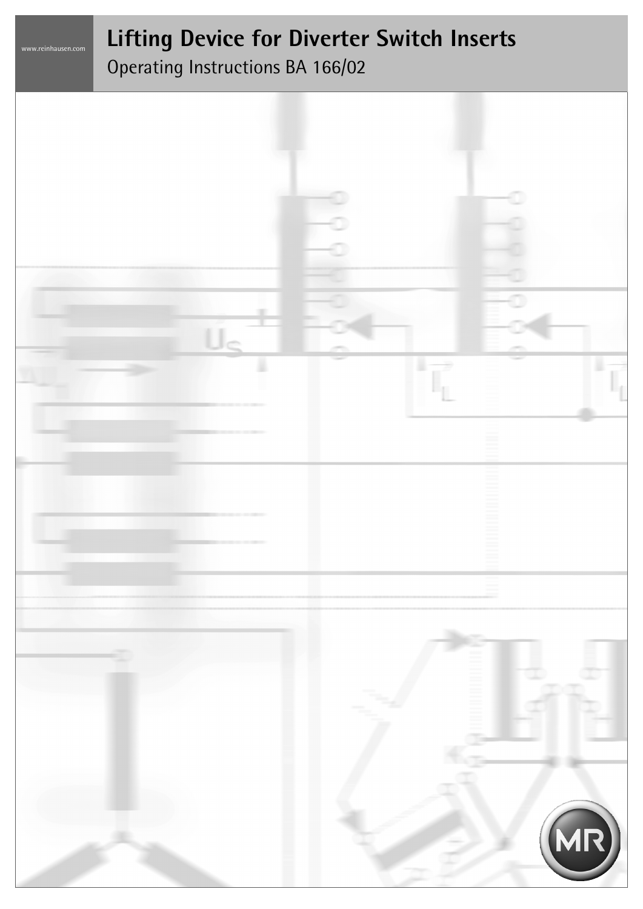www.reinhausen.com

# Lifting Device for Diverter Switch Inserts

Operating Instructions BA 166/02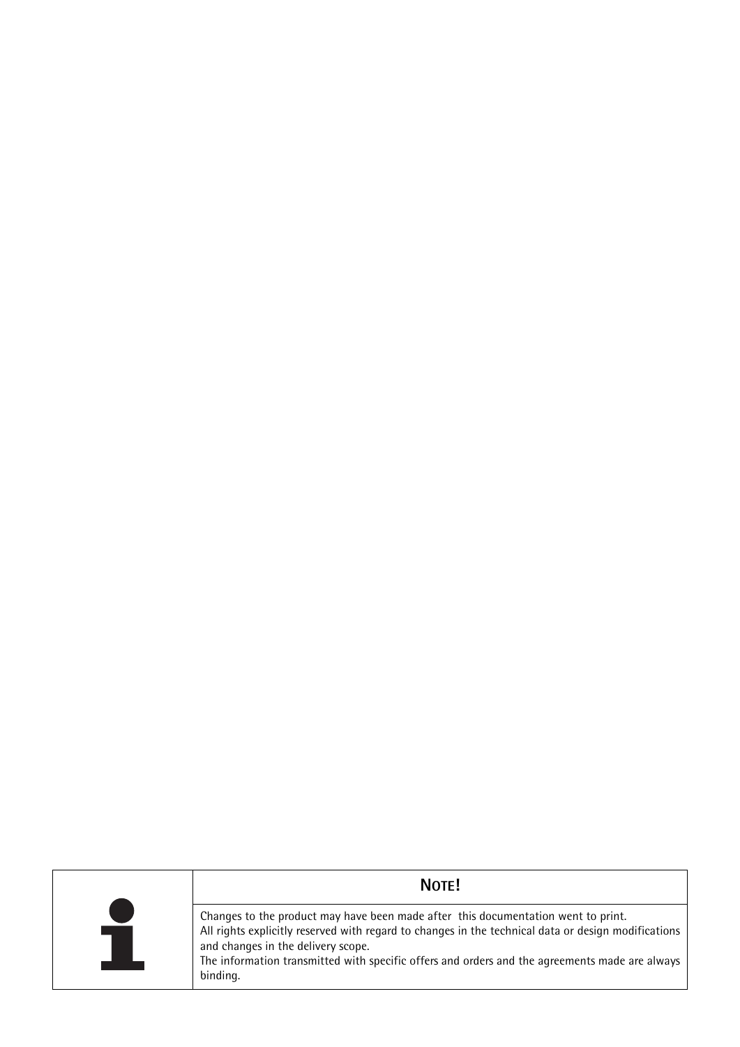| | **NOTE!** |
| --- | --- |
| | Changes to the product may have been made after this documentation went to print.<br>All rights explicitly reserved with regard to changes in the technical data or design modifications and changes in the delivery scope.<br>The information transmitted with specific offers and orders and the agreements made are always binding. |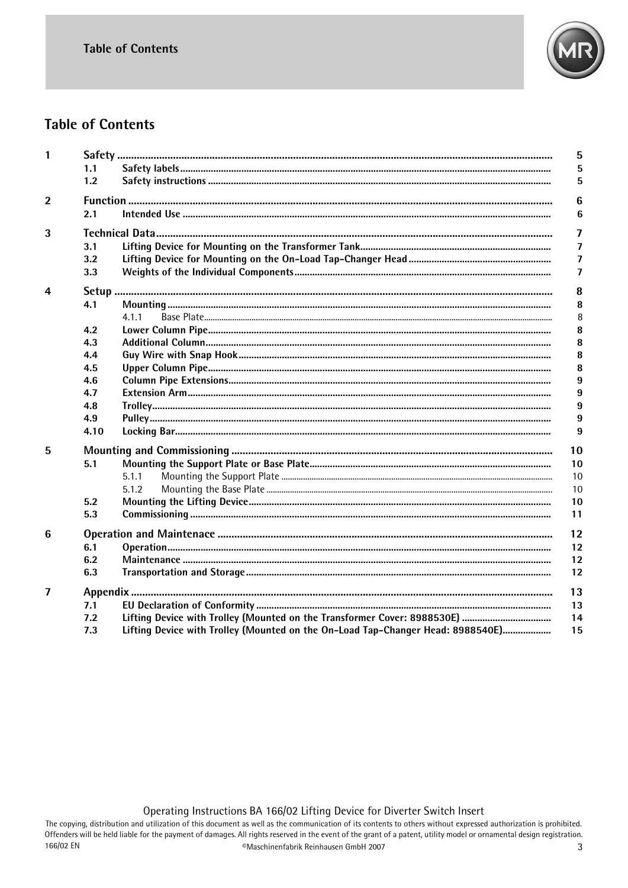# Table of Contents

| | | | |
|---|---|---|---|
| **1** | **Safety** | | **5** |
| | **1.1** | **Safety labels** | **5** |
| | **1.2** | **Safety instructions** | **5** |
| **2** | **Function** | | **6** |
| | **2.1** | **Intended Use** | **6** |
| **3** | **Technical Data** | | **7** |
| | **3.1** | **Lifting Device for Mounting on the Transformer Tank** | **7** |
| | **3.2** | **Lifting Device for Mounting on the On-Load Tap-Changer Head** | **7** |
| | **3.3** | **Weights of the Individual Components** | **7** |
| **4** | **Setup** | | **8** |
| | **4.1** | **Mounting** | **8** |
| | | 4.1.1 Base Plate | 8 |
| | **4.2** | **Lower Column Pipe** | **8** |
| | **4.3** | **Additional Column** | **8** |
| | **4.4** | **Guy Wire with Snap Hook** | **8** |
| | **4.5** | **Upper Column Pipe** | **8** |
| | **4.6** | **Column Pipe Extensions** | **9** |
| | **4.7** | **Extension Arm** | **9** |
| | **4.8** | **Trolley** | **9** |
| | **4.9** | **Pulley** | **9** |
| | **4.10** | **Locking Bar** | **9** |
| **5** | **Mounting and Commissioning** | | **10** |
| | **5.1** | **Mounting the Support Plate or Base Plate** | **10** |
| | | 5.1.1 Mounting the Support Plate | 10 |
| | | 5.1.2 Mounting the Base Plate | 10 |
| | **5.2** | **Mounting the Lifting Device** | **10** |
| | **5.3** | **Commissioning** | **11** |
| **6** | **Operation and Maintenace** | | **12** |
| | **6.1** | **Operation** | **12** |
| | **6.2** | **Maintenance** | **12** |
| | **6.3** | **Transportation and Storage** | **12** |
| **7** | **Appendix** | | **13** |
| | **7.1** | **EU Declaration of Conformity** | **13** |
| | **7.2** | **Lifting Device with Trolley (Mounted on the Transformer Cover: 8988530E)** | **14** |
| | **7.3** | **Lifting Device with Trolley (Mounted on the On-Load Tap-Changer Head: 8988540E)** | **15** |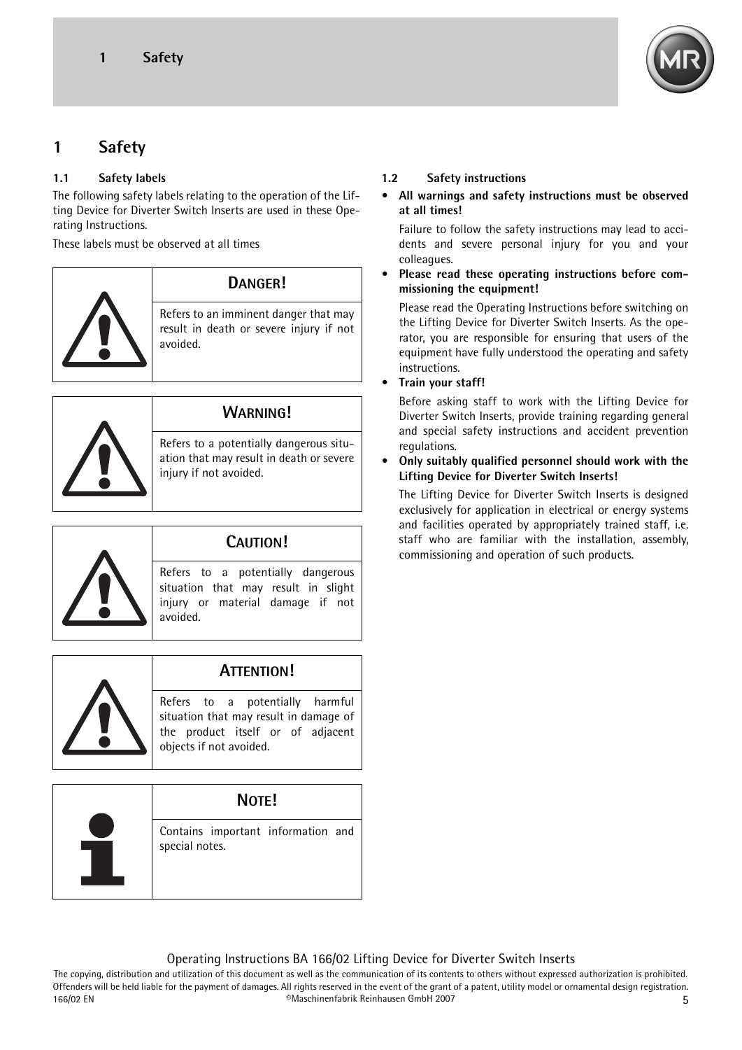# 1 Safety

## 1.1 Safety labels

The following safety labels relating to the operation of the Lifting Device for Diverter Switch Inserts are used in these Operating Instructions.

These labels must be observed at all times

| | |
|---|---|
| | **DANGER!** |
| | Refers to an imminent danger that may result in death or severe injury if not avoided. |

| | |
|---|---|
| | **WARNING!** |
| | Refers to a potentially dangerous situation that may result in death or severe injury if not avoided. |

| | |
|---|---|
| | **CAUTION!** |
| | Refers to a potentially dangerous situation that may result in slight injury or material damage if not avoided. |

| | |
|---|---|
| | **ATTENTION!** |
| | Refers to a potentially harmful situation that may result in damage of the product itself or of adjacent objects if not avoided. |

| | |
|---|---|
| | **NOTE!** |
| | Contains important information and special notes. |

## 1.2 Safety instructions

- **All warnings and safety instructions must be observed at all times!**

  Failure to follow the safety instructions may lead to accidents and severe personal injury for you and your colleagues.

- **Please read these operating instructions before commissioning the equipment!**

  Please read the Operating Instructions before switching on the Lifting Device for Diverter Switch Inserts. As the operator, you are responsible for ensuring that users of the equipment have fully understood the operating and safety instructions.

- **Train your staff!**

  Before asking staff to work with the Lifting Device for Diverter Switch Inserts, provide training regarding general and special safety instructions and accident prevention regulations.

- **Only suitably qualified personnel should work with the Lifting Device for Diverter Switch Inserts!**

  The Lifting Device for Diverter Switch Inserts is designed exclusively for application in electrical or energy systems and facilities operated by appropriately trained staff, i.e. staff who are familiar with the installation, assembly, commissioning and operation of such products.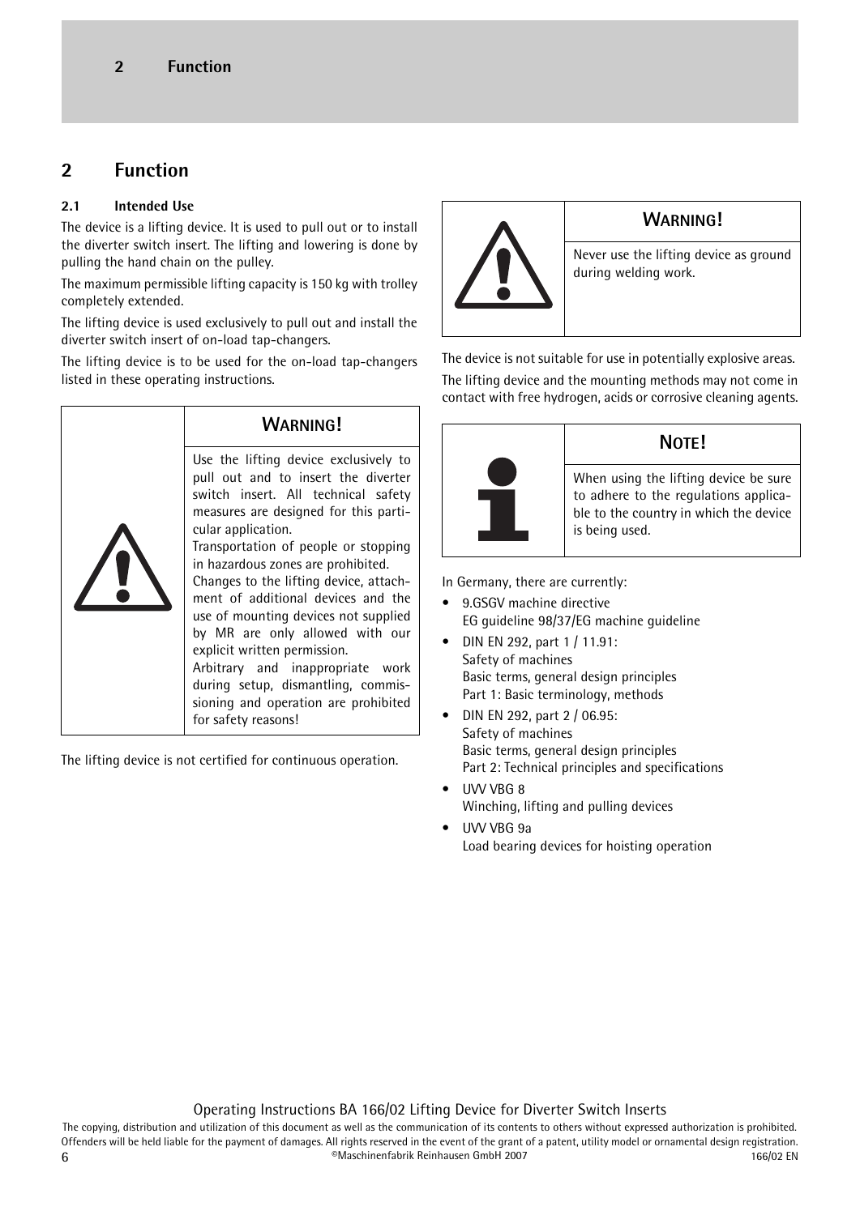# 2 Function

### 2.1 Intended Use

The device is a lifting device. It is used to pull out or to install the diverter switch insert. The lifting and lowering is done by pulling the hand chain on the pulley.

The maximum permissible lifting capacity is 150 kg with trolley completely extended.

The lifting device is used exclusively to pull out and install the diverter switch insert of on-load tap-changers.

The lifting device is to be used for the on-load tap-changers listed in these operating instructions.

> **WARNING!**
>
> Use the lifting device exclusively to pull out and to insert the diverter switch insert. All technical safety measures are designed for this particular application.
> Transportation of people or stopping in hazardous zones are prohibited.
> Changes to the lifting device, attachment of additional devices and the use of mounting devices not supplied by MR are only allowed with our explicit written permission.
> Arbitrary and inappropriate work during setup, dismantling, commissioning and operation are prohibited for safety reasons!

The lifting device is not certified for continuous operation.

> **WARNING!**
>
> Never use the lifting device as ground during welding work.

The device is not suitable for use in potentially explosive areas.

The lifting device and the mounting methods may not come in contact with free hydrogen, acids or corrosive cleaning agents.

> **NOTE!**
>
> When using the lifting device be sure to adhere to the regulations applicable to the country in which the device is being used.

In Germany, there are currently:

- 9.GSGV machine directive
  EG guideline 98/37/EG machine guideline
- DIN EN 292, part 1 / 11.91:
  Safety of machines
  Basic terms, general design principles
  Part 1: Basic terminology, methods
- DIN EN 292, part 2 / 06.95:
  Safety of machines
  Basic terms, general design principles
  Part 2: Technical principles and specifications
- UVV VBG 8
  Winching, lifting and pulling devices
- UVV VBG 9a
  Load bearing devices for hoisting operation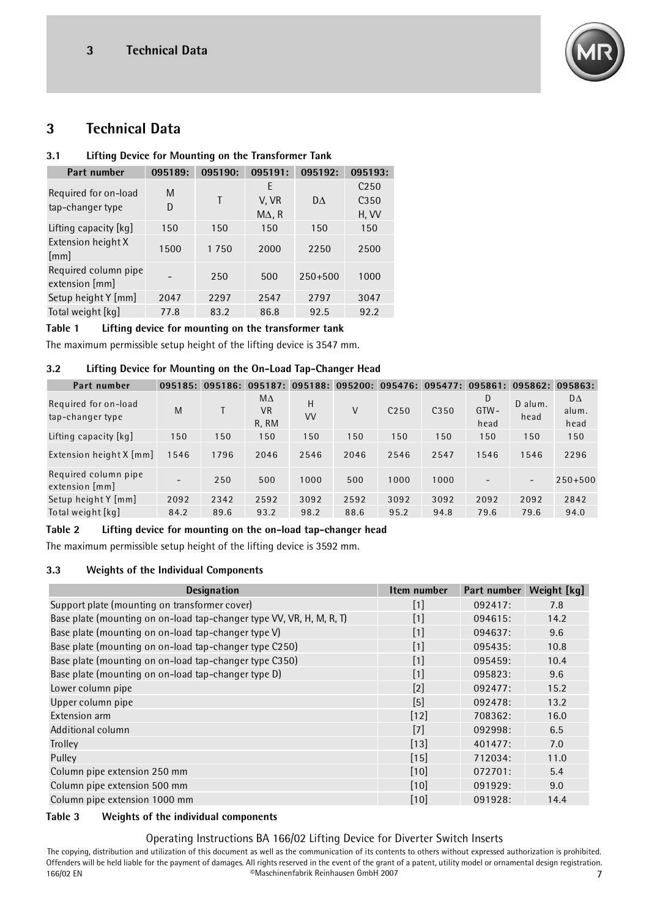# 3 Technical Data

## 3.1 Lifting Device for Mounting on the Transformer Tank

| Part number | 095189: | 095190: | 095191: | 095192: | 095193: |
|---|---|---|---|---|---|
| Required for on-load tap-changer type | M<br>D | T | E<br>V, VR<br>MΔ, R | DΔ | C250<br>C350<br>H, VV |
| Lifting capacity [kg] | 150 | 150 | 150 | 150 | 150 |
| Extension height X [mm] | 1500 | 1 750 | 2000 | 2250 | 2500 |
| Required column pipe extension [mm] | - | 250 | 500 | 250+500 | 1000 |
| Setup height Y [mm] | 2047 | 2297 | 2547 | 2797 | 3047 |
| Total weight [kg] | 77.8 | 83.2 | 86.8 | 92.5 | 92.2 |

**Table 1 Lifting device for mounting on the transformer tank**

The maximum permissible setup height of the lifting device is 3547 mm.

## 3.2 Lifting Device for Mounting on the On-Load Tap-Changer Head

| Part number | 095185: | 095186: | 095187: | 095188: | 095200: | 095476: | 095477: | 095861: | 095862: | 095863: |
|---|---|---|---|---|---|---|---|---|---|---|
| Required for on-load tap-changer type | M | T | MΔ<br>VR<br>R, RM | H<br>VV | V | C250 | C350 | D<br>GTW-head | D alum. head | DΔ<br>alum. head |
| Lifting capacity [kg] | 150 | 150 | 150 | 150 | 150 | 150 | 150 | 150 | 150 | 150 |
| Extension height X [mm] | 1546 | 1796 | 2046 | 2546 | 2046 | 2546 | 2547 | 1546 | 1546 | 2296 |
| Required column pipe extension [mm] | - | 250 | 500 | 1000 | 500 | 1000 | 1000 | - | - | 250+500 |
| Setup height Y [mm] | 2092 | 2342 | 2592 | 3092 | 2592 | 3092 | 3092 | 2092 | 2092 | 2842 |
| Total weight [kg] | 84.2 | 89.6 | 93.2 | 98.2 | 88.6 | 95.2 | 94.8 | 79.6 | 79.6 | 94.0 |

**Table 2 Lifting device for mounting on the on-load tap-changer head**

The maximum permissible setup height of the lifting device is 3592 mm.

## 3.3 Weights of the Individual Components

| Designation | Item number | Part number | Weight [kg] |
|---|---|---|---|
| Support plate (mounting on transformer cover) | [1] | 092417: | 7.8 |
| Base plate (mounting on on-load tap-changer type VV, VR, H, M, R, T) | [1] | 094615: | 14.2 |
| Base plate (mounting on on-load tap-changer type V) | [1] | 094637: | 9.6 |
| Base plate (mounting on on-load tap-changer type C250) | [1] | 095435: | 10.8 |
| Base plate (mounting on on-load tap-changer type C350) | [1] | 095459: | 10.4 |
| Base plate (mounting on on-load tap-changer type D) | [1] | 095823: | 9.6 |
| Lower column pipe | [2] | 092477: | 15.2 |
| Upper column pipe | [5] | 092478: | 13.2 |
| Extension arm | [12] | 708362: | 16.0 |
| Additional column | [7] | 092998: | 6.5 |
| Trolley | [13] | 401477: | 7.0 |
| Pulley | [15] | 712034: | 11.0 |
| Column pipe extension 250 mm | [10] | 072701: | 5.4 |
| Column pipe extension 500 mm | [10] | 091929: | 9.0 |
| Column pipe extension 1000 mm | [10] | 091928: | 14.4 |

**Table 3 Weights of the individual components**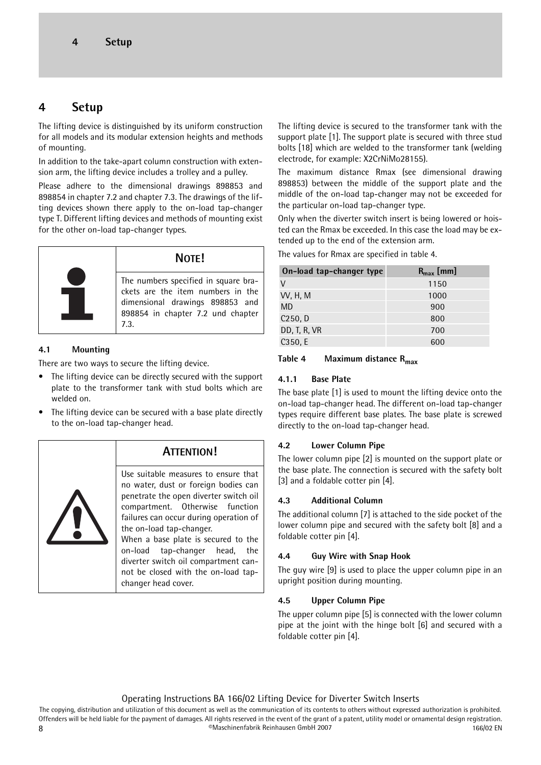# 4 Setup

The lifting device is distinguished by its uniform construction for all models and its modular extension heights and methods of mounting.

In addition to the take-apart column construction with extension arm, the lifting device includes a trolley and a pulley.

Please adhere to the dimensional drawings 898853 and 898854 in chapter 7.2 and chapter 7.3. The drawings of the lifting devices shown there apply to the on-load tap-changer type T. Different lifting devices and methods of mounting exist for the other on-load tap-changer types.

**NOTE!**

The numbers specified in square brackets are the item numbers in the dimensional drawings 898853 and 898854 in chapter 7.2 und chapter 7.3.

### 4.1 Mounting

There are two ways to secure the lifting device.

- The lifting device can be directly secured with the support plate to the transformer tank with stud bolts which are welded on.
- The lifting device can be secured with a base plate directly to the on-load tap-changer head.

**ATTENTION!**

Use suitable measures to ensure that no water, dust or foreign bodies can penetrate the open diverter switch oil compartment. Otherwise function failures can occur during operation of the on-load tap-changer.
When a base plate is secured to the on-load tap-changer head, the diverter switch oil compartment cannot be closed with the on-load tap-changer head cover.

The lifting device is secured to the transformer tank with the support plate [1]. The support plate is secured with three stud bolts [18] which are welded to the transformer tank (welding electrode, for example: X2CrNiMo28155).

The maximum distance Rmax (see dimensional drawing 898853) between the middle of the support plate and the middle of the on-load tap-changer may not be exceeded for the particular on-load tap-changer type.

Only when the diverter switch insert is being lowered or hoisted can the Rmax be exceeded. In this case the load may be extended up to the end of the extension arm.

The values for Rmax are specified in table 4.

| On-load tap-changer type | $R_{max}$ [mm] |
|---|---|
| V | 1150 |
| VV, H, M | 1000 |
| MD | 900 |
| C250, D | 800 |
| DD, T, R, VR | 700 |
| C350, E | 600 |

**Table 4 Maximum distance $R_{max}$**

#### 4.1.1 Base Plate

The base plate [1] is used to mount the lifting device onto the on-load tap-changer head. The different on-load tap-changer types require different base plates. The base plate is screwed directly to the on-load tap-changer head.

### 4.2 Lower Column Pipe

The lower column pipe [2] is mounted on the support plate or the base plate. The connection is secured with the safety bolt [3] and a foldable cotter pin [4].

### 4.3 Additional Column

The additional column [7] is attached to the side pocket of the lower column pipe and secured with the safety bolt [8] and a foldable cotter pin [4].

### 4.4 Guy Wire with Snap Hook

The guy wire [9] is used to place the upper column pipe in an upright position during mounting.

### 4.5 Upper Column Pipe

The upper column pipe [5] is connected with the lower column pipe at the joint with the hinge bolt [6] and secured with a foldable cotter pin [4].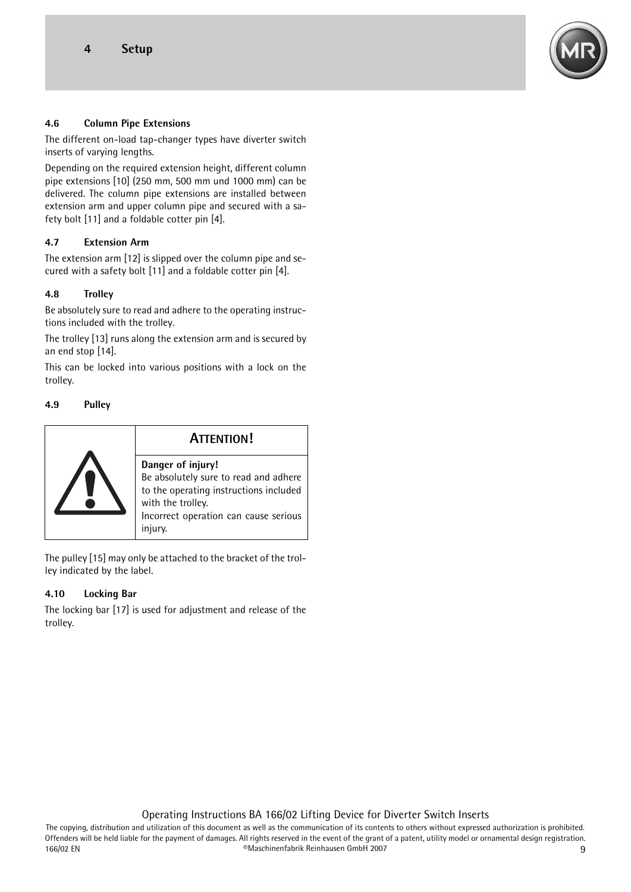### 4.6 Column Pipe Extensions

The different on-load tap-changer types have diverter switch inserts of varying lengths.

Depending on the required extension height, different column pipe extensions [10] (250 mm, 500 mm und 1000 mm) can be delivered. The column pipe extensions are installed between extension arm and upper column pipe and secured with a safety bolt [11] and a foldable cotter pin [4].

### 4.7 Extension Arm

The extension arm [12] is slipped over the column pipe and secured with a safety bolt [11] and a foldable cotter pin [4].

### 4.8 Trolley

Be absolutely sure to read and adhere to the operating instructions included with the trolley.

The trolley [13] runs along the extension arm and is secured by an end stop [14].

This can be locked into various positions with a lock on the trolley.

### 4.9 Pulley

| | ATTENTION! |
|---|---|
| ⚠ | **Danger of injury!**<br>Be absolutely sure to read and adhere to the operating instructions included with the trolley.<br>Incorrect operation can cause serious injury. |

The pulley [15] may only be attached to the bracket of the trolley indicated by the label.

### 4.10 Locking Bar

The locking bar [17] is used for adjustment and release of the trolley.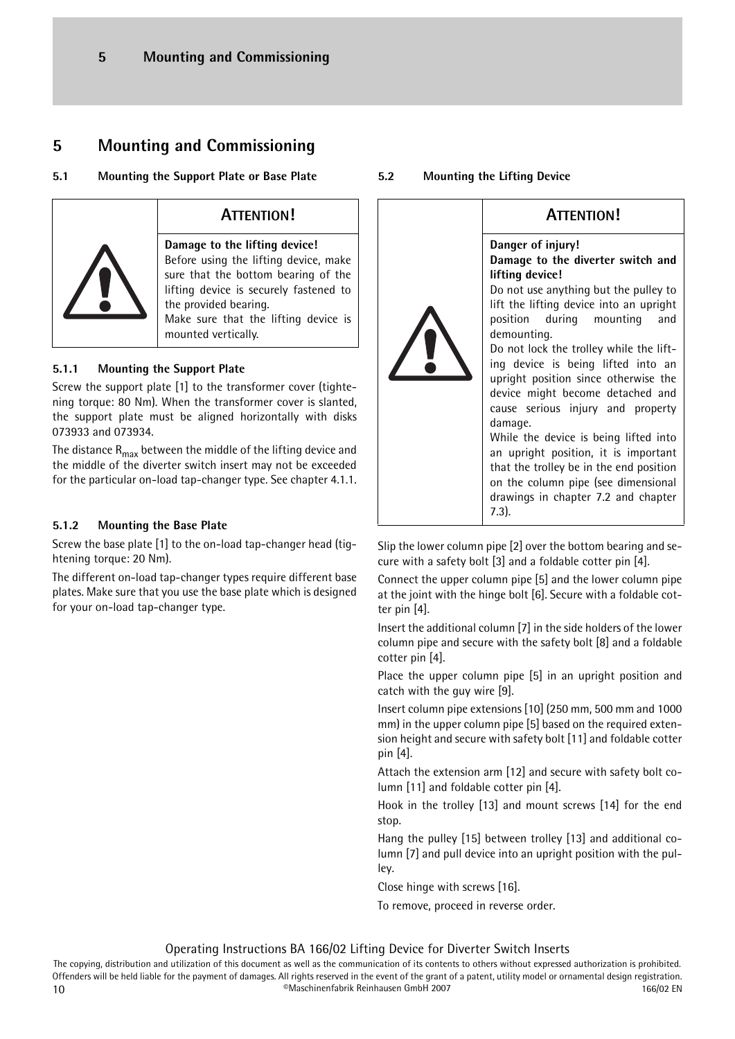# 5 Mounting and Commissioning

## 5.1 Mounting the Support Plate or Base Plate

**ATTENTION!**

**Damage to the lifting device!**
Before using the lifting device, make sure that the bottom bearing of the lifting device is securely fastened to the provided bearing.
Make sure that the lifting device is mounted vertically.

### 5.1.1 Mounting the Support Plate

Screw the support plate [1] to the transformer cover (tightening torque: 80 Nm). When the transformer cover is slanted, the support plate must be aligned horizontally with disks 073933 and 073934.

The distance $R_{max}$ between the middle of the lifting device and the middle of the diverter switch insert may not be exceeded for the particular on-load tap-changer type. See chapter 4.1.1.

### 5.1.2 Mounting the Base Plate

Screw the base plate [1] to the on-load tap-changer head (tightening torque: 20 Nm).

The different on-load tap-changer types require different base plates. Make sure that you use the base plate which is designed for your on-load tap-changer type.

## 5.2 Mounting the Lifting Device

**ATTENTION!**

**Danger of injury!**
**Damage to the diverter switch and lifting device!**
Do not use anything but the pulley to lift the lifting device into an upright position during mounting and demounting.
Do not lock the trolley while the lifting device is being lifted into an upright position since otherwise the device might become detached and cause serious injury and property damage.
While the device is being lifted into an upright position, it is important that the trolley be in the end position on the column pipe (see dimensional drawings in chapter 7.2 and chapter 7.3).

Slip the lower column pipe [2] over the bottom bearing and secure with a safety bolt [3] and a foldable cotter pin [4].

Connect the upper column pipe [5] and the lower column pipe at the joint with the hinge bolt [6]. Secure with a foldable cotter pin [4].

Insert the additional column [7] in the side holders of the lower column pipe and secure with the safety bolt [8] and a foldable cotter pin [4].

Place the upper column pipe [5] in an upright position and catch with the guy wire [9].

Insert column pipe extensions [10] (250 mm, 500 mm and 1000 mm) in the upper column pipe [5] based on the required extension height and secure with safety bolt [11] and foldable cotter pin [4].

Attach the extension arm [12] and secure with safety bolt column [11] and foldable cotter pin [4].

Hook in the trolley [13] and mount screws [14] for the end stop.

Hang the pulley [15] between trolley [13] and additional column [7] and pull device into an upright position with the pulley.

Close hinge with screws [16].

To remove, proceed in reverse order.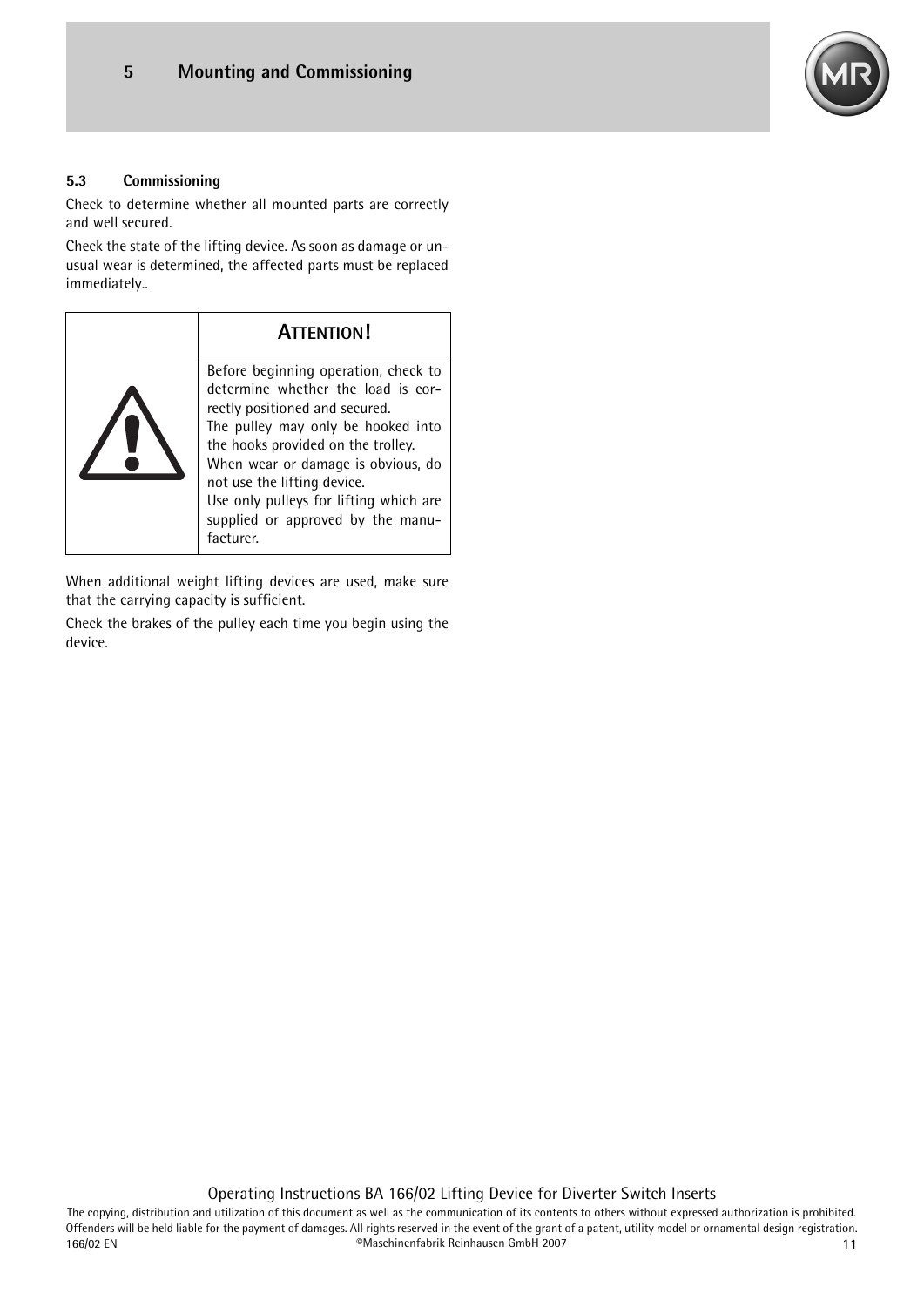## 5.3 Commissioning

Check to determine whether all mounted parts are correctly and well secured.

Check the state of the lifting device. As soon as damage or unusual wear is determined, the affected parts must be replaced immediately..

| | |
|---|---|
| | **ATTENTION!** |
| | Before beginning operation, check to determine whether the load is correctly positioned and secured.<br>The pulley may only be hooked into the hooks provided on the trolley.<br>When wear or damage is obvious, do not use the lifting device.<br>Use only pulleys for lifting which are supplied or approved by the manufacturer. |

When additional weight lifting devices are used, make sure that the carrying capacity is sufficient.

Check the brakes of the pulley each time you begin using the device.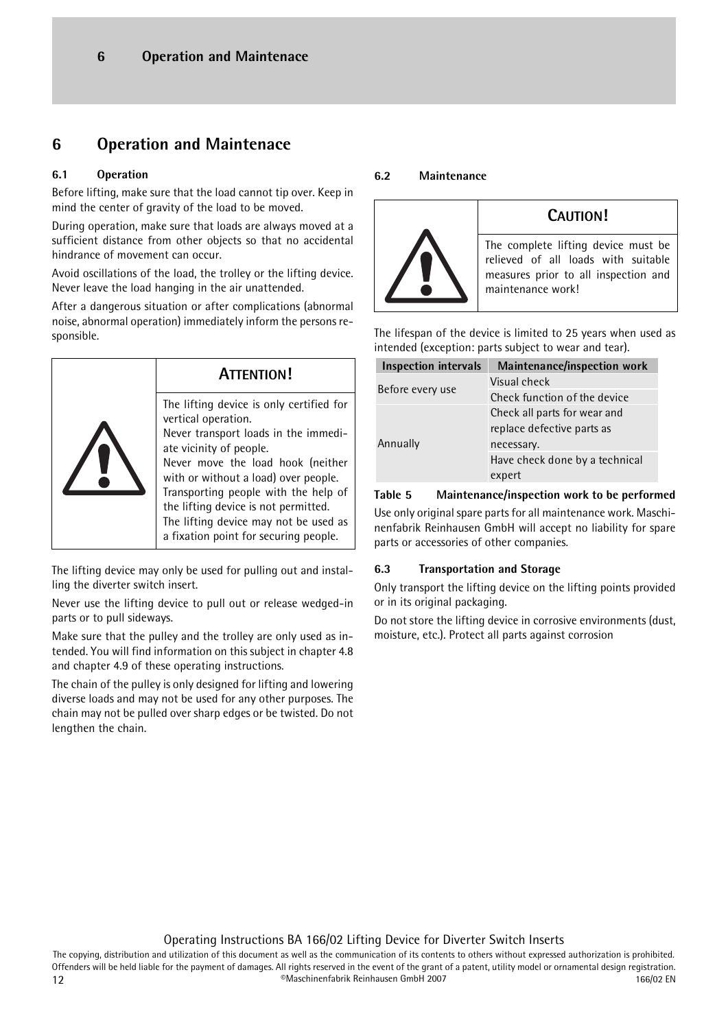# 6 Operation and Maintenace

### 6.1 Operation

Before lifting, make sure that the load cannot tip over. Keep in mind the center of gravity of the load to be moved.

During operation, make sure that loads are always moved at a sufficient distance from other objects so that no accidental hindrance of movement can occur.

Avoid oscillations of the load, the trolley or the lifting device. Never leave the load hanging in the air unattended.

After a dangerous situation or after complications (abnormal noise, abnormal operation) immediately inform the persons responsible.

> **ATTENTION!**
>
> The lifting device is only certified for vertical operation.
> Never transport loads in the immediate vicinity of people.
> Never move the load hook (neither with or without a load) over people.
> Transporting people with the help of the lifting device is not permitted.
> The lifting device may not be used as a fixation point for securing people.

The lifting device may only be used for pulling out and installing the diverter switch insert.

Never use the lifting device to pull out or release wedged-in parts or to pull sideways.

Make sure that the pulley and the trolley are only used as intended. You will find information on this subject in chapter 4.8 and chapter 4.9 of these operating instructions.

The chain of the pulley is only designed for lifting and lowering diverse loads and may not be used for any other purposes. The chain may not be pulled over sharp edges or be twisted. Do not lengthen the chain.

### 6.2 Maintenance

> **CAUTION!**
>
> The complete lifting device must be relieved of all loads with suitable measures prior to all inspection and maintenance work!

The lifespan of the device is limited to 25 years when used as intended (exception: parts subject to wear and tear).

| Inspection intervals | Maintenance/inspection work |
|---|---|
| Before every use | Visual check |
| | Check function of the device |
| Annually | Check all parts for wear and replace defective parts as necessary. |
| | Have check done by a technical expert |

**Table 5 Maintenance/inspection work to be performed**

Use only original spare parts for all maintenance work. Maschinenfabrik Reinhausen GmbH will accept no liability for spare parts or accessories of other companies.

### 6.3 Transportation and Storage

Only transport the lifting device on the lifting points provided or in its original packaging.

Do not store the lifting device in corrosive environments (dust, moisture, etc.). Protect all parts against corrosion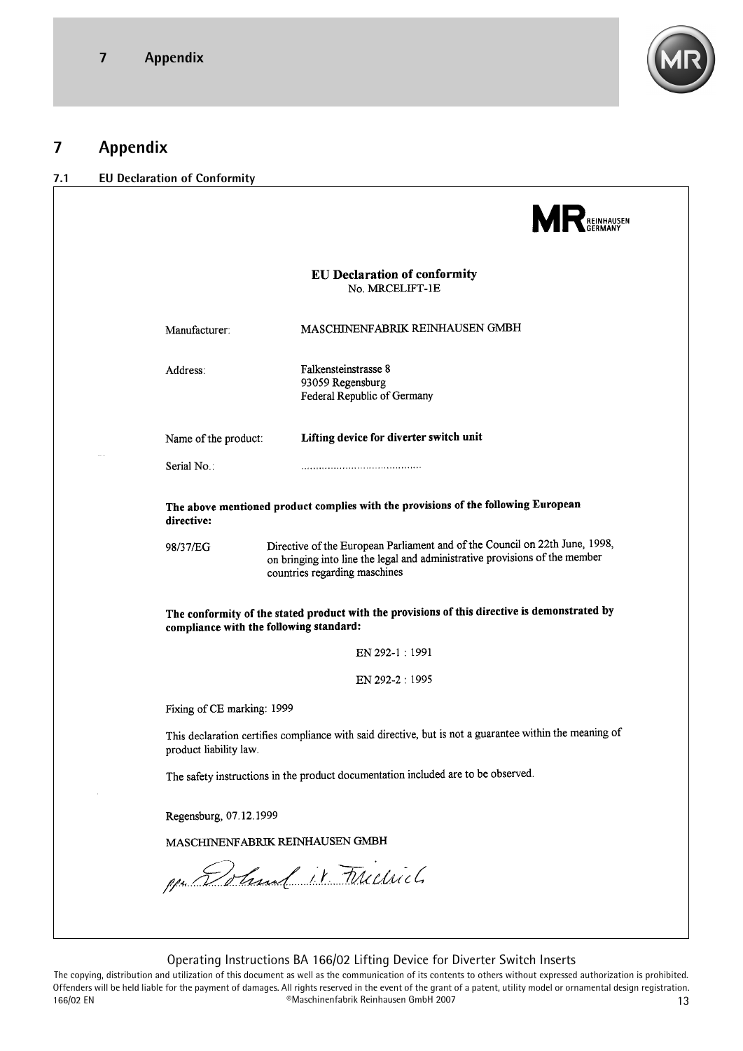# 7 Appendix

## 7.1 EU Declaration of Conformity

MR REINHAUSEN GERMANY

**EU Declaration of conformity**
No. MRCELIFT-1E

| | |
|---|---|
| Manufacturer: | MASCHINENFABRIK REINHAUSEN GMBH |
| Address: | Falkensteinstrasse 8<br>93059 Regensburg<br>Federal Republic of Germany |
| Name of the product: | **Lifting device for diverter switch unit** |
| Serial No.: | ........................................ |

**The above mentioned product complies with the provisions of the following European directive:**

| | |
|---|---|
| 98/37/EG | Directive of the European Parliament and of the Council on 22th June, 1998, on bringing into line the legal and administrative provisions of the member countries regarding maschines |

**The conformity of the stated product with the provisions of this directive is demonstrated by compliance with the following standard:**

EN 292-1 : 1991

EN 292-2 : 1995

Fixing of CE marking: 1999

This declaration certifies compliance with said directive, but is not a guarantee within the meaning of product liability law.

The safety instructions in the product documentation included are to be observed.

Regensburg, 07.12.1999

MASCHINENFABRIK REINHAUSEN GMBH

ppa. Dohnal i.V. Friedrich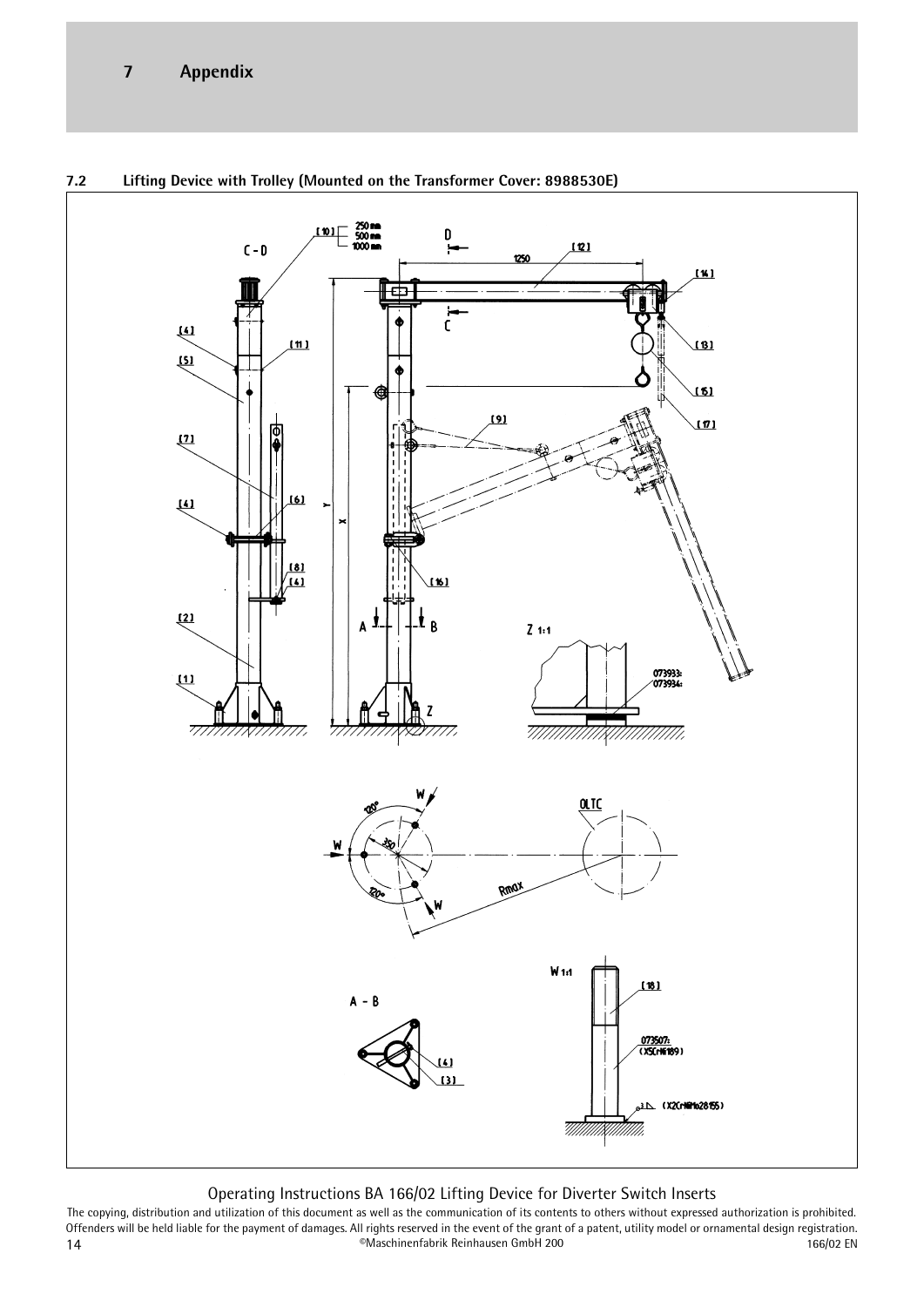# 7 Appendix

## 7.2 Lifting Device with Trolley (Mounted on the Transformer Cover: 8988530E)

C - D

[10] 250 mm 500 mm 1000 mm

D

[12]

1250

[14]

[4]

[11]

[13]

[5]

C

[15]

[17]

[9]

[7]

[6]

Y

X

[4]

[8]

[4]

[16]

[2]

A

B

Z 1:1

[1]

073933: 073934:

Z

W

OLTC

120°

350

W

120°

Rmax

W

W 1:1

[18]

A - B

073507: (X5CrNi189)

[4]

[3]

(X2CrNiMo28155)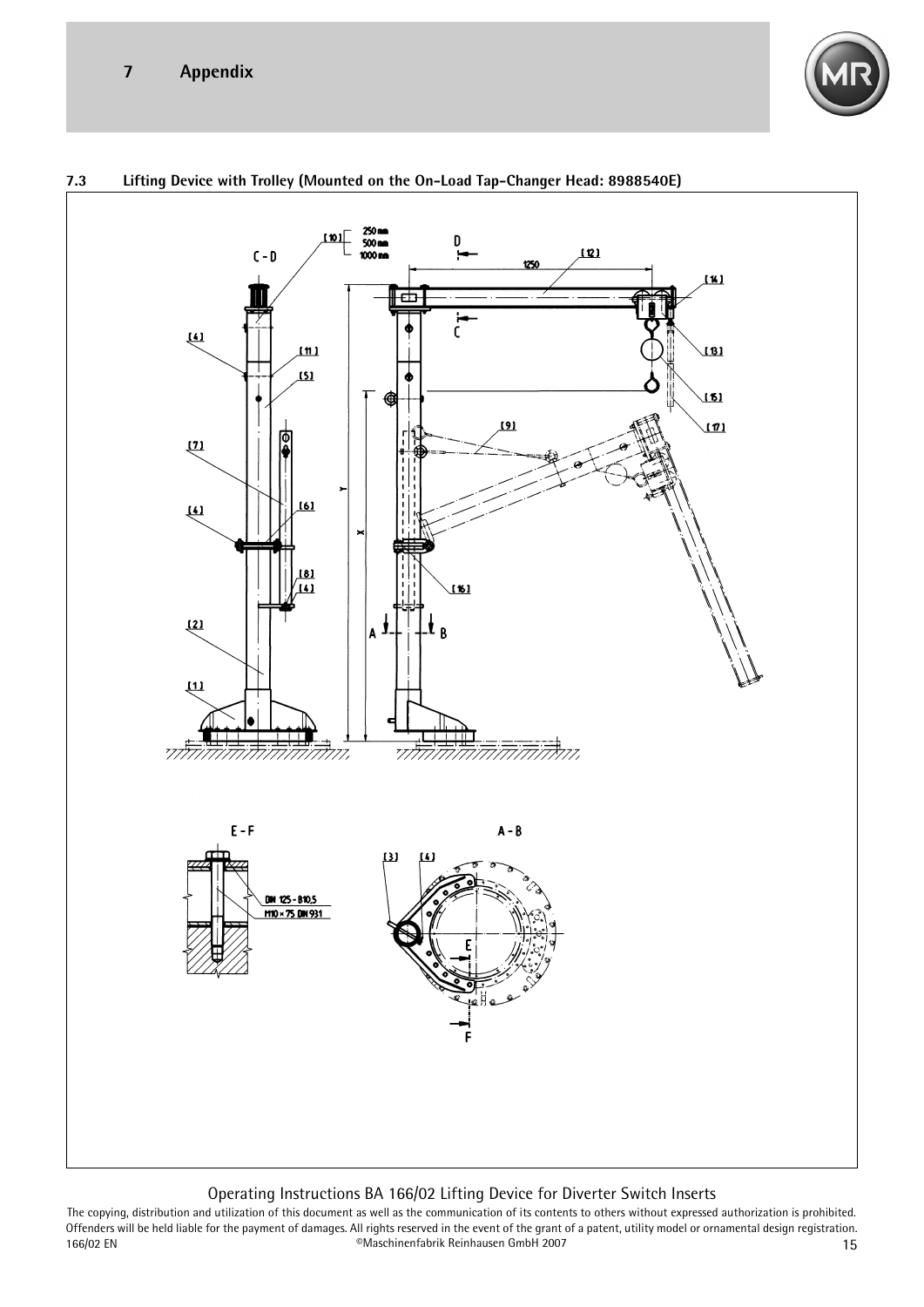### 7.3 Lifting Device with Trolley (Mounted on the On-Load Tap-Changer Head: 8988540E)

C - D

D

C

[10] 250 mm 500 mm 1000 mm

[12]

1250

[14]

[13]

[15]

[17]

[4]

[11]

[5]

[7]

[9]

[6]

[4]

Y

X

[8]

[4]

[16]

[2]

A

B

[1]

E - F

A - B

[3]

[4]

DIN 125 - B10,5

M10 × 75 DIN 931

E

F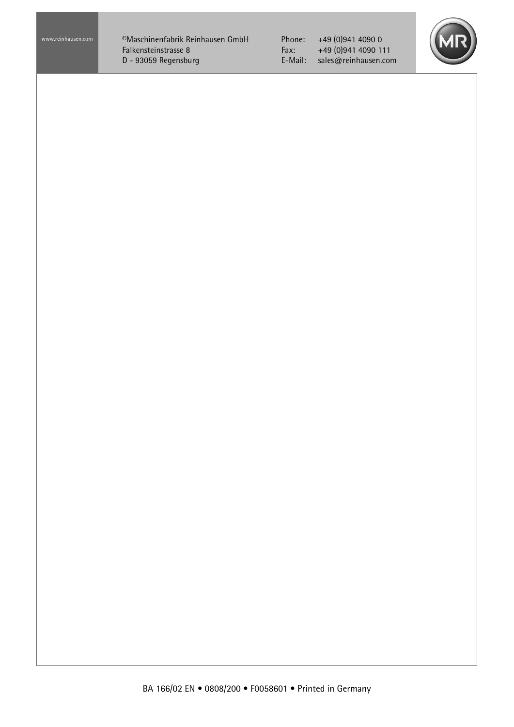www.reinhausen.com

©Maschinenfabrik Reinhausen GmbH
Falkensteinstrasse 8
D - 93059 Regensburg

Phone: +49 (0)941 4090 0
Fax: +49 (0)941 4090 111
E-Mail: sales@reinhausen.com

BA 166/02 EN • 0808/200 • F0058601 • Printed in Germany